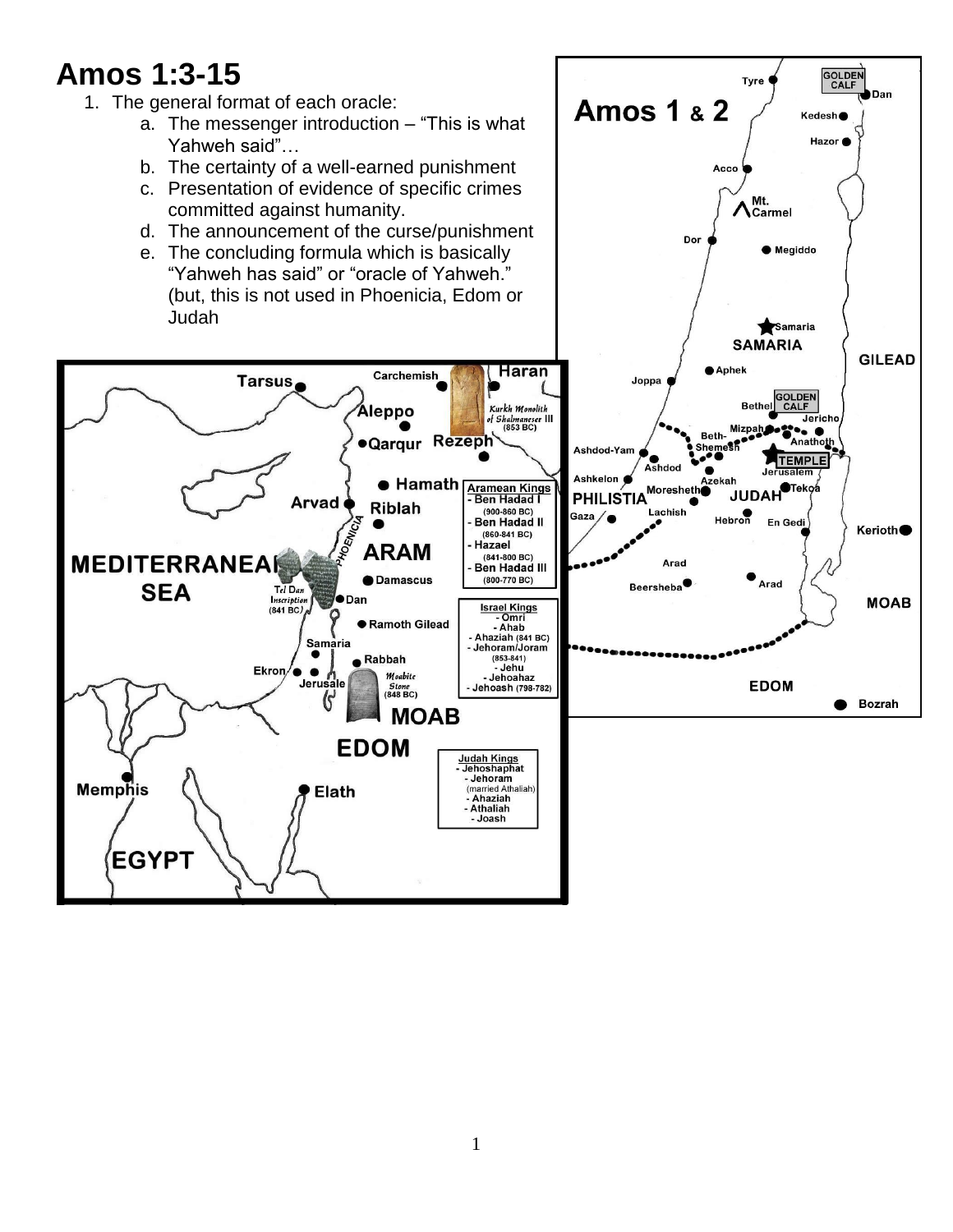# Amos 1:3-15

1. The general format of each oracle:
   a. The messenger introduction – "This is what Yahweh said"…
   b. The certainty of a well-earned punishment
   c. Presentation of evidence of specific crimes committed against humanity.
   d. The announcement of the curse/punishment
   e. The concluding formula which is basically "Yahweh has said" or "oracle of Yahweh." (but, this is not used in Phoenicia, Edom or Judah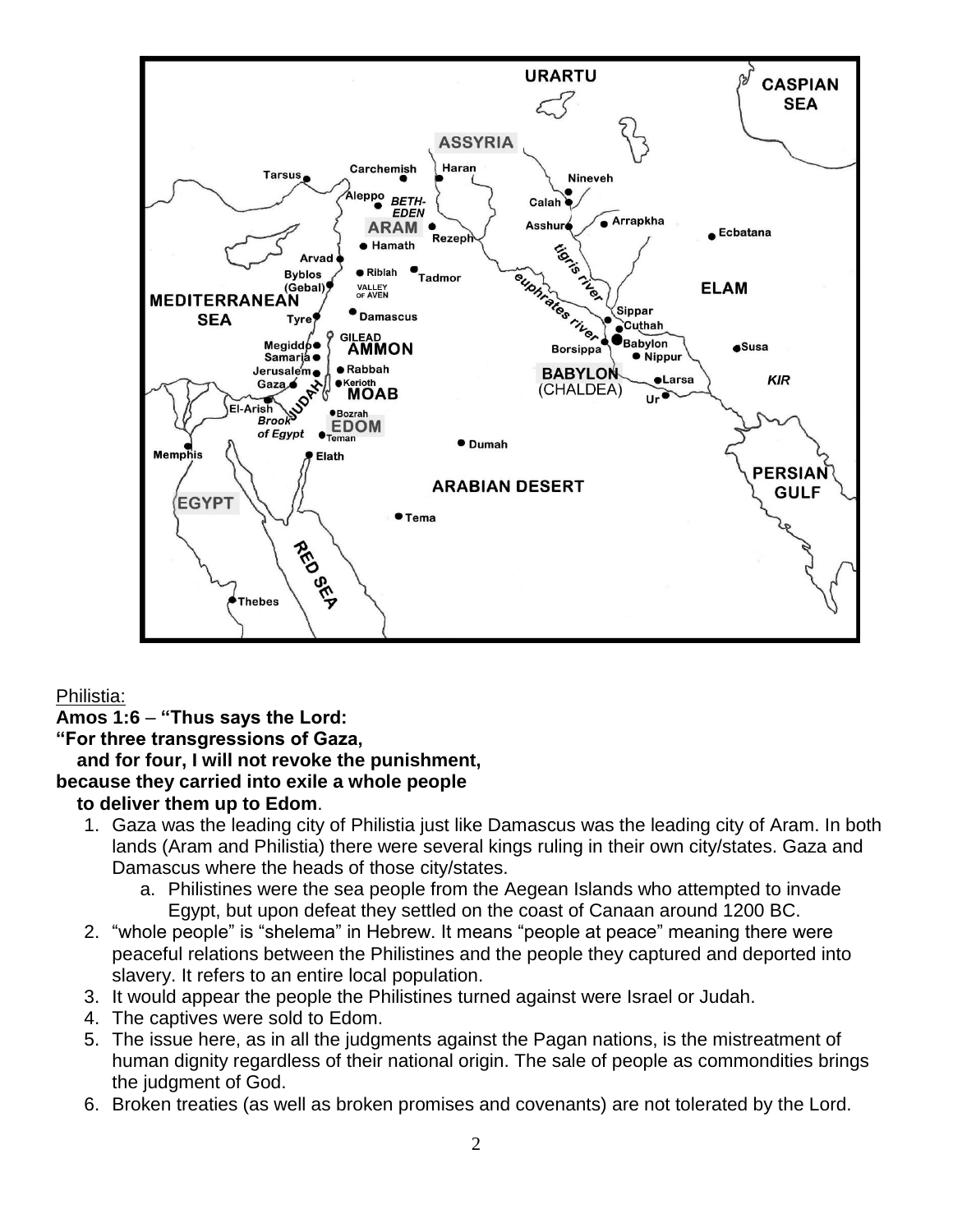Philistia:

**Amos 1:6 – "Thus says the Lord:**
**"For three transgressions of Gaza,**
**and for four, I will not revoke the punishment,**
**because they carried into exile a whole people**
**to deliver them up to Edom**.

1. Gaza was the leading city of Philistia just like Damascus was the leading city of Aram. In both lands (Aram and Philistia) there were several kings ruling in their own city/states. Gaza and Damascus where the heads of those city/states.
    a. Philistines were the sea people from the Aegean Islands who attempted to invade Egypt, but upon defeat they settled on the coast of Canaan around 1200 BC.
2. "whole people" is "shelema" in Hebrew. It means "people at peace" meaning there were peaceful relations between the Philistines and the people they captured and deported into slavery. It refers to an entire local population.
3. It would appear the people the Philistines turned against were Israel or Judah.
4. The captives were sold to Edom.
5. The issue here, as in all the judgments against the Pagan nations, is the mistreatment of human dignity regardless of their national origin. The sale of people as commondities brings the judgment of God.
6. Broken treaties (as well as broken promises and covenants) are not tolerated by the Lord.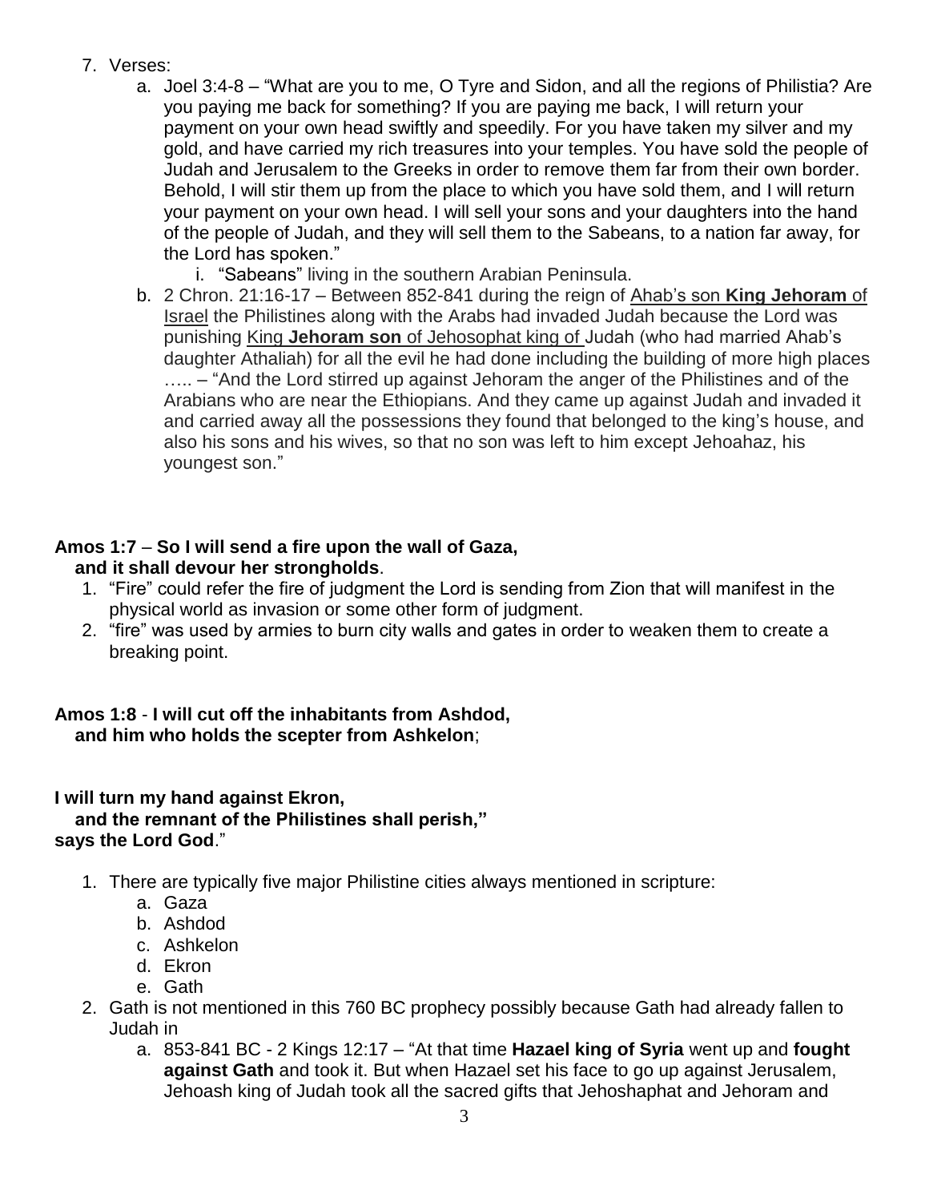7. Verses:
   a. Joel 3:4-8 – "What are you to me, O Tyre and Sidon, and all the regions of Philistia? Are you paying me back for something? If you are paying me back, I will return your payment on your own head swiftly and speedily. For you have taken my silver and my gold, and have carried my rich treasures into your temples. You have sold the people of Judah and Jerusalem to the Greeks in order to remove them far from their own border. Behold, I will stir them up from the place to which you have sold them, and I will return your payment on your own head. I will sell your sons and your daughters into the hand of the people of Judah, and they will sell them to the Sabeans, to a nation far away, for the Lord has spoken."
      i. "Sabeans" living in the southern Arabian Peninsula.
   b. 2 Chron. 21:16-17 – Between 852-841 during the reign of <u>Ahab's son **King Jehoram** of Israel</u> the Philistines along with the Arabs had invaded Judah because the Lord was punishing <u>King **Jehoram son** of Jehosophat king of</u> Judah (who had married Ahab's daughter Athaliah) for all the evil he had done including the building of more high places ….. – "And the Lord stirred up against Jehoram the anger of the Philistines and of the Arabians who are near the Ethiopians. And they came up against Judah and invaded it and carried away all the possessions they found that belonged to the king's house, and also his sons and his wives, so that no son was left to him except Jehoahaz, his youngest son."

**Amos 1:7** – **So I will send a fire upon the wall of Gaza,**
**and it shall devour her strongholds**.

1. "Fire" could refer the fire of judgment the Lord is sending from Zion that will manifest in the physical world as invasion or some other form of judgment.
2. "fire" was used by armies to burn city walls and gates in order to weaken them to create a breaking point.

**Amos 1:8** - **I will cut off the inhabitants from Ashdod,**
**and him who holds the scepter from Ashkelon**;

**I will turn my hand against Ekron,**
**and the remnant of the Philistines shall perish,"**
**says the Lord God**."

1. There are typically five major Philistine cities always mentioned in scripture:
   a. Gaza
   b. Ashdod
   c. Ashkelon
   d. Ekron
   e. Gath
2. Gath is not mentioned in this 760 BC prophecy possibly because Gath had already fallen to Judah in
   a. 853-841 BC - 2 Kings 12:17 – "At that time **Hazael king of Syria** went up and **fought against Gath** and took it. But when Hazael set his face to go up against Jerusalem, Jehoash king of Judah took all the sacred gifts that Jehoshaphat and Jehoram and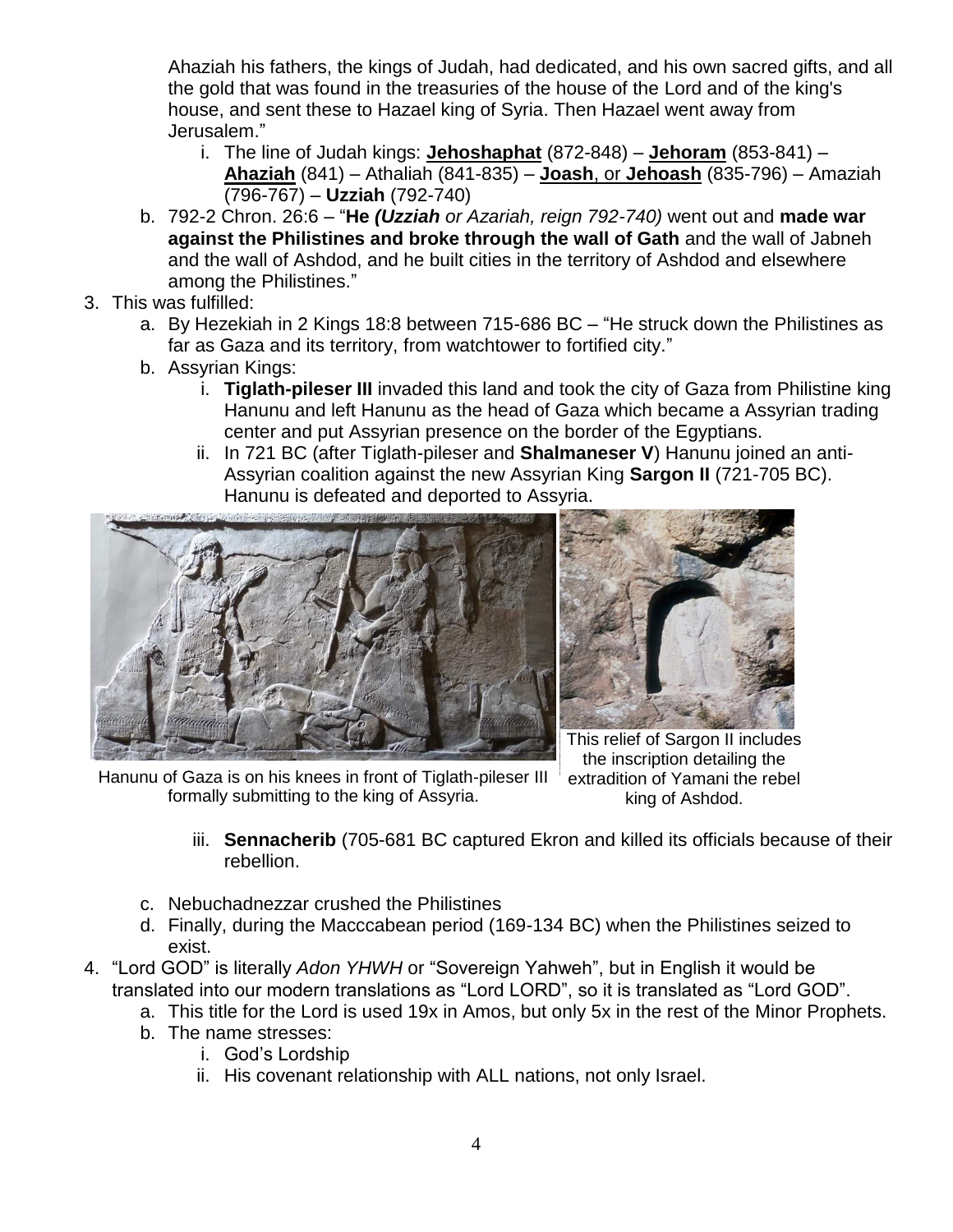Ahaziah his fathers, the kings of Judah, had dedicated, and his own sacred gifts, and all the gold that was found in the treasuries of the house of the Lord and of the king's house, and sent these to Hazael king of Syria. Then Hazael went away from Jerusalem."

   i. The line of Judah kings: **Jehoshaphat** (872-848) – **Jehoram** (853-841) – **Ahaziah** (841) – Athaliah (841-835) – **Joash**, or **Jehoash** (835-796) – Amaziah (796-767) – **Uzziah** (792-740)

b. 792-2 Chron. 26:6 – "**He** ***(Uzziah*** *or Azariah, reign 792-740)* went out and **made war against the Philistines and broke through the wall of Gath** and the wall of Jabneh and the wall of Ashdod, and he built cities in the territory of Ashdod and elsewhere among the Philistines."

3. This was fulfilled:
   a. By Hezekiah in 2 Kings 18:8 between 715-686 BC – "He struck down the Philistines as far as Gaza and its territory, from watchtower to fortified city."
   b. Assyrian Kings:
      i. **Tiglath-pileser III** invaded this land and took the city of Gaza from Philistine king Hanunu and left Hanunu as the head of Gaza which became a Assyrian trading center and put Assyrian presence on the border of the Egyptians.
      ii. In 721 BC (after Tiglath-pileser and **Shalmaneser V**) Hanunu joined an anti-Assyrian coalition against the new Assyrian King **Sargon II** (721-705 BC). Hanunu is defeated and deported to Assyria.

Hanunu of Gaza is on his knees in front of Tiglath-pileser III formally submitting to the king of Assyria.

This relief of Sargon II includes the inscription detailing the extradition of Yamani the rebel king of Ashdod.

      iii. **Sennacherib** (705-681 BC captured Ekron and killed its officials because of their rebellion.

   c. Nebuchadnezzar crushed the Philistines
   d. Finally, during the Macccabean period (169-134 BC) when the Philistines seized to exist.

4. "Lord GOD" is literally *Adon YHWH* or "Sovereign Yahweh", but in English it would be translated into our modern translations as "Lord LORD", so it is translated as "Lord GOD".
   a. This title for the Lord is used 19x in Amos, but only 5x in the rest of the Minor Prophets.
   b. The name stresses:
      i. God's Lordship
      ii. His covenant relationship with ALL nations, not only Israel.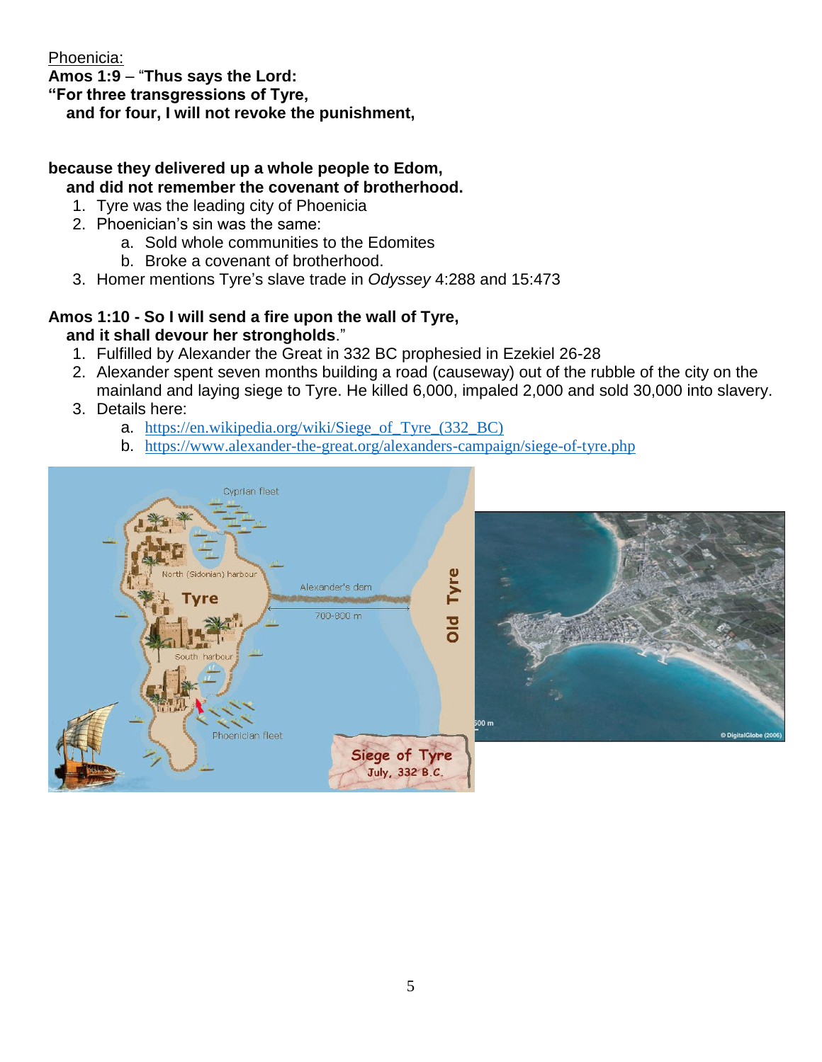<u>Phoenicia:</u>

**Amos 1:9** – "**Thus says the Lord:**
**"For three transgressions of Tyre,**
**and for four, I will not revoke the punishment,**

**because they delivered up a whole people to Edom,**
**and did not remember the covenant of brotherhood.**

1. Tyre was the leading city of Phoenicia
2. Phoenician's sin was the same:
   a. Sold whole communities to the Edomites
   b. Broke a covenant of brotherhood.
3. Homer mentions Tyre's slave trade in *Odyssey* 4:288 and 15:473

**Amos 1:10 - So I will send a fire upon the wall of Tyre,**
**and it shall devour her strongholds**."

1. Fulfilled by Alexander the Great in 332 BC prophesied in Ezekiel 26-28
2. Alexander spent seven months building a road (causeway) out of the rubble of the city on the mainland and laying siege to Tyre. He killed 6,000, impaled 2,000 and sold 30,000 into slavery.
3. Details here:
   a. https://en.wikipedia.org/wiki/Siege_of_Tyre_(332_BC)
   b. https://www.alexander-the-great.org/alexanders-campaign/siege-of-tyre.php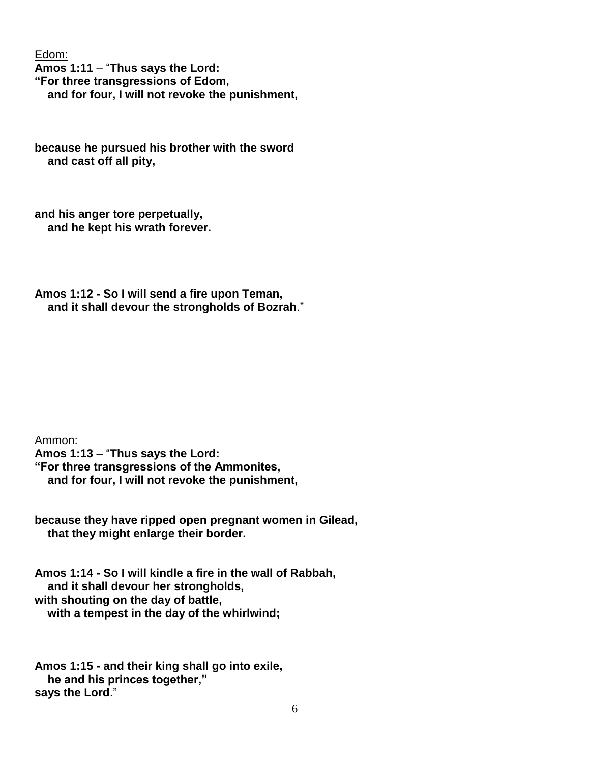Edom:

**Amos 1:11** – "**Thus says the Lord:**
**"For three transgressions of Edom,**
**and for four, I will not revoke the punishment,**

**because he pursued his brother with the sword**
**and cast off all pity,**

**and his anger tore perpetually,**
**and he kept his wrath forever.**

**Amos 1:12 - So I will send a fire upon Teman,**
**and it shall devour the strongholds of Bozrah**."

Ammon:

**Amos 1:13** – "**Thus says the Lord:**
**"For three transgressions of the Ammonites,**
**and for four, I will not revoke the punishment,**

**because they have ripped open pregnant women in Gilead,**
**that they might enlarge their border.**

**Amos 1:14 - So I will kindle a fire in the wall of Rabbah,**
**and it shall devour her strongholds,**
**with shouting on the day of battle,**
**with a tempest in the day of the whirlwind;**

**Amos 1:15 - and their king shall go into exile,**
**he and his princes together,"**
**says the Lord**."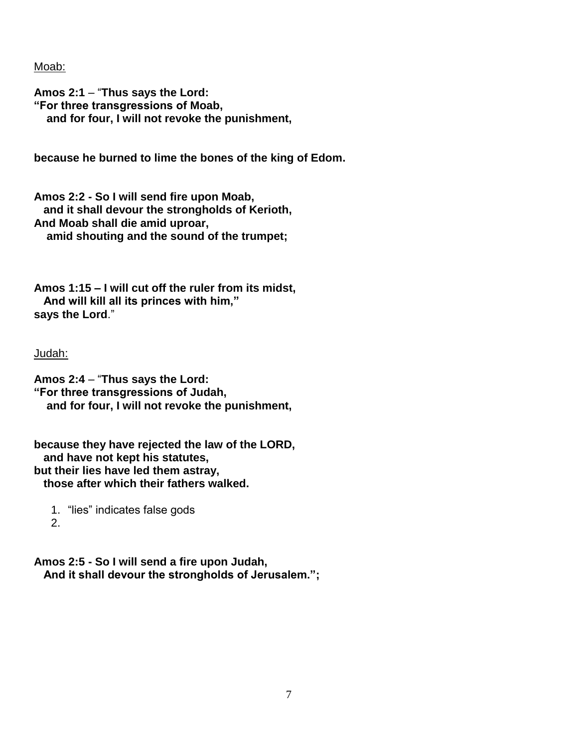Moab:

**Amos 2:1** – "**Thus says the Lord:**
**"For three transgressions of Moab,**
**and for four, I will not revoke the punishment,**

**because he burned to lime the bones of the king of Edom.**

**Amos 2:2 - So I will send fire upon Moab,**
**and it shall devour the strongholds of Kerioth,**
**And Moab shall die amid uproar,**
**amid shouting and the sound of the trumpet;**

**Amos 1:15 – I will cut off the ruler from its midst,**
**And will kill all its princes with him,"**
**says the Lord**."

Judah:

**Amos 2:4** – "**Thus says the Lord:**
**"For three transgressions of Judah,**
**and for four, I will not revoke the punishment,**

**because they have rejected the law of the LORD,**
**and have not kept his statutes,**
**but their lies have led them astray,**
**those after which their fathers walked.**

1. "lies" indicates false gods
2.

**Amos 2:5 - So I will send a fire upon Judah,**
**And it shall devour the strongholds of Jerusalem.";**